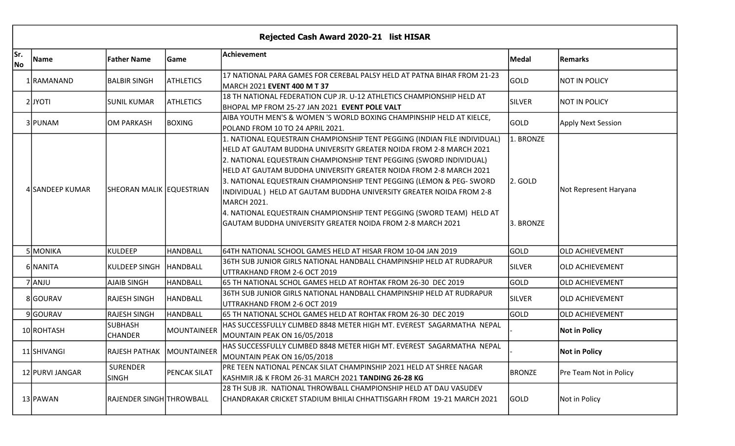# Rejected Cash Award 2020-21 list HISAR

| Sr. No | Name | Father Name | Game | Achievement | Medal | Remarks |
|---|---|---|---|---|---|---|
| 1 | RAMANAND | BALBIR SINGH | ATHLETICS | 17 NATIONAL PARA GAMES FOR CEREBAL PALSY HELD AT PATNA BIHAR FROM 21-23 MARCH 2021 **EVENT 400 M T 37** | GOLD | NOT IN POLICY |
| 2 | JYOTI | SUNIL KUMAR | ATHLETICS | 18 TH NATIONAL FEDERATION CUP JR. U-12 ATHLETICS CHAMPIONSHIP HELD AT BHOPAL MP FROM 25-27 JAN 2021 **EVENT POLE VALT** | SILVER | NOT IN POLICY |
| 3 | PUNAM | OM PARKASH | BOXING | AIBA YOUTH MEN'S & WOMEN 'S WORLD BOXING CHAMPINSHIP HELD AT KIELCE, POLAND FROM 10 TO 24 APRIL 2021. | GOLD | Apply Next Session |
| 4 | SANDEEP KUMAR | SHEORAN MALIK | EQUESTRIAN | 1. NATIONAL EQUESTRAIN CHAMPIONSHIP TENT PEGGING (INDIAN FILE INDIVIDUAL) HELD AT GAUTAM BUDDHA UNIVERSITY GREATER NOIDA FROM 2-8 MARCH 2021<br>2. NATIONAL EQUESTRAIN CHAMPIONSHIP TENT PEGGING (SWORD INDIVIDUAL) HELD AT GAUTAM BUDDHA UNIVERSITY GREATER NOIDA FROM 2-8 MARCH 2021<br>3. NATIONAL EQUESTRAIN CHAMPIONSHIP TENT PEGGING (LEMON & PEG- SWORD INDIVIDUAL ) HELD AT GAUTAM BUDDHA UNIVERSITY GREATER NOIDA FROM 2-8 MARCH 2021.<br>4. NATIONAL EQUESTRAIN CHAMPIONSHIP TENT PEGGING (SWORD TEAM) HELD AT GAUTAM BUDDHA UNIVERSITY GREATER NOIDA FROM 2-8 MARCH 2021 | 1. BRONZE<br>2. GOLD<br>3. BRONZE | Not Represent Haryana |
| 5 | MONIKA | KULDEEP | HANDBALL | 64TH NATIONAL SCHOOL GAMES HELD AT HISAR FROM 10-04 JAN 2019 | GOLD | OLD ACHIEVEMENT |
| 6 | NANITA | KULDEEP SINGH | HANDBALL | 36TH SUB JUNIOR GIRLS NATIONAL HANDBALL CHAMPINSHIP HELD AT RUDRAPUR UTTRAKHAND FROM 2-6 OCT 2019 | SILVER | OLD ACHIEVEMENT |
| 7 | ANJU | AJAIB SINGH | HANDBALL | 65 TH NATIONAL SCHOL GAMES HELD AT ROHTAK FROM 26-30 DEC 2019 | GOLD | OLD ACHIEVEMENT |
| 8 | GOURAV | RAJESH SINGH | HANDBALL | 36TH SUB JUNIOR GIRLS NATIONAL HANDBALL CHAMPINSHIP HELD AT RUDRAPUR UTTRAKHAND FROM 2-6 OCT 2019 | SILVER | OLD ACHIEVEMENT |
| 9 | GOURAV | RAJESH SINGH | HANDBALL | 65 TH NATIONAL SCHOL GAMES HELD AT ROHTAK FROM 26-30 DEC 2019 | GOLD | OLD ACHIEVEMENT |
| 10 | ROHTASH | SUBHASH CHANDER | MOUNTAINEER | HAS SUCCESSFULLY CLIMBED 8848 METER HIGH MT. EVEREST SAGARMATHA NEPAL MOUNTAIN PEAK ON 16/05/2018 | - | **Not in Policy** |
| 11 | SHIVANGI | RAJESH PATHAK | MOUNTAINEER | HAS SUCCESSFULLY CLIMBED 8848 METER HIGH MT. EVEREST SAGARMATHA NEPAL MOUNTAIN PEAK ON 16/05/2018 | - | **Not in Policy** |
| 12 | PURVI JANGAR | SURENDER SINGH | PENCAK SILAT | PRE TEEN NATIONAL PENCAK SILAT CHAMPINSHIP 2021 HELD AT SHREE NAGAR KASHMIR J& K FROM 26-31 MARCH 2021 **TANDING 26-28 KG** | BRONZE | Pre Team Not in Policy |
| 13 | PAWAN | RAJENDER SINGH | THROWBALL | 28 TH SUB JR. NATIONAL THROWBALL CHAMPIONSHIP HELD AT DAU VASUDEV CHANDRAKAR CRICKET STADIUM BHILAI CHHATTISGARH FROM 19-21 MARCH 2021 | GOLD | Not in Policy |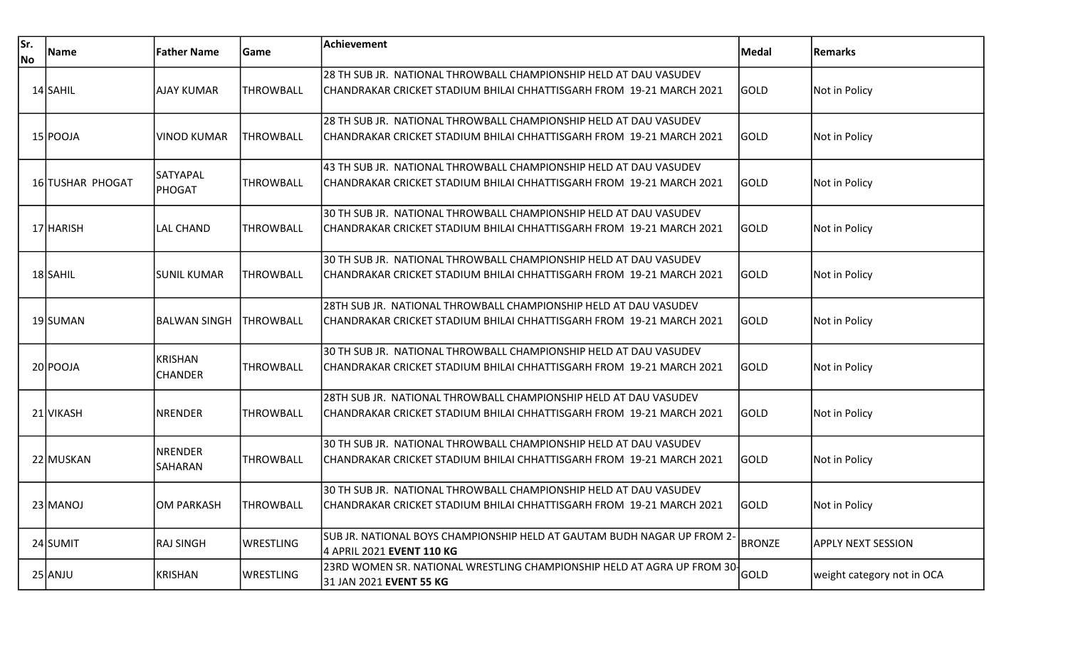| Sr. No | Name | Father Name | Game | Achievement | Medal | Remarks |
| --- | --- | --- | --- | --- | --- | --- |
| 14 | SAHIL | AJAY KUMAR | THROWBALL | 28 TH SUB JR. NATIONAL THROWBALL CHAMPIONSHIP HELD AT DAU VASUDEV CHANDRAKAR CRICKET STADIUM BHILAI CHHATTISGARH FROM 19-21 MARCH 2021 | GOLD | Not in Policy |
| 15 | POOJA | VINOD KUMAR | THROWBALL | 28 TH SUB JR. NATIONAL THROWBALL CHAMPIONSHIP HELD AT DAU VASUDEV CHANDRAKAR CRICKET STADIUM BHILAI CHHATTISGARH FROM 19-21 MARCH 2021 | GOLD | Not in Policy |
| 16 | TUSHAR PHOGAT | SATYAPAL PHOGAT | THROWBALL | 43 TH SUB JR. NATIONAL THROWBALL CHAMPIONSHIP HELD AT DAU VASUDEV CHANDRAKAR CRICKET STADIUM BHILAI CHHATTISGARH FROM 19-21 MARCH 2021 | GOLD | Not in Policy |
| 17 | HARISH | LAL CHAND | THROWBALL | 30 TH SUB JR. NATIONAL THROWBALL CHAMPIONSHIP HELD AT DAU VASUDEV CHANDRAKAR CRICKET STADIUM BHILAI CHHATTISGARH FROM 19-21 MARCH 2021 | GOLD | Not in Policy |
| 18 | SAHIL | SUNIL KUMAR | THROWBALL | 30 TH SUB JR. NATIONAL THROWBALL CHAMPIONSHIP HELD AT DAU VASUDEV CHANDRAKAR CRICKET STADIUM BHILAI CHHATTISGARH FROM 19-21 MARCH 2021 | GOLD | Not in Policy |
| 19 | SUMAN | BALWAN SINGH | THROWBALL | 28TH SUB JR. NATIONAL THROWBALL CHAMPIONSHIP HELD AT DAU VASUDEV CHANDRAKAR CRICKET STADIUM BHILAI CHHATTISGARH FROM 19-21 MARCH 2021 | GOLD | Not in Policy |
| 20 | POOJA | KRISHAN CHANDER | THROWBALL | 30 TH SUB JR. NATIONAL THROWBALL CHAMPIONSHIP HELD AT DAU VASUDEV CHANDRAKAR CRICKET STADIUM BHILAI CHHATTISGARH FROM 19-21 MARCH 2021 | GOLD | Not in Policy |
| 21 | VIKASH | NRENDER | THROWBALL | 28TH SUB JR. NATIONAL THROWBALL CHAMPIONSHIP HELD AT DAU VASUDEV CHANDRAKAR CRICKET STADIUM BHILAI CHHATTISGARH FROM 19-21 MARCH 2021 | GOLD | Not in Policy |
| 22 | MUSKAN | NRENDER SAHARAN | THROWBALL | 30 TH SUB JR. NATIONAL THROWBALL CHAMPIONSHIP HELD AT DAU VASUDEV CHANDRAKAR CRICKET STADIUM BHILAI CHHATTISGARH FROM 19-21 MARCH 2021 | GOLD | Not in Policy |
| 23 | MANOJ | OM PARKASH | THROWBALL | 30 TH SUB JR. NATIONAL THROWBALL CHAMPIONSHIP HELD AT DAU VASUDEV CHANDRAKAR CRICKET STADIUM BHILAI CHHATTISGARH FROM 19-21 MARCH 2021 | GOLD | Not in Policy |
| 24 | SUMIT | RAJ SINGH | WRESTLING | SUB JR. NATIONAL BOYS CHAMPIONSHIP HELD AT GAUTAM BUDH NAGAR UP FROM 2-4 APRIL 2021 **EVENT 110 KG** | BRONZE | APPLY NEXT SESSION |
| 25 | ANJU | KRISHAN | WRESTLING | 23RD WOMEN SR. NATIONAL WRESTLING CHAMPIONSHIP HELD AT AGRA UP FROM 30-31 JAN 2021 **EVENT 55 KG** | GOLD | weight category not in OCA |